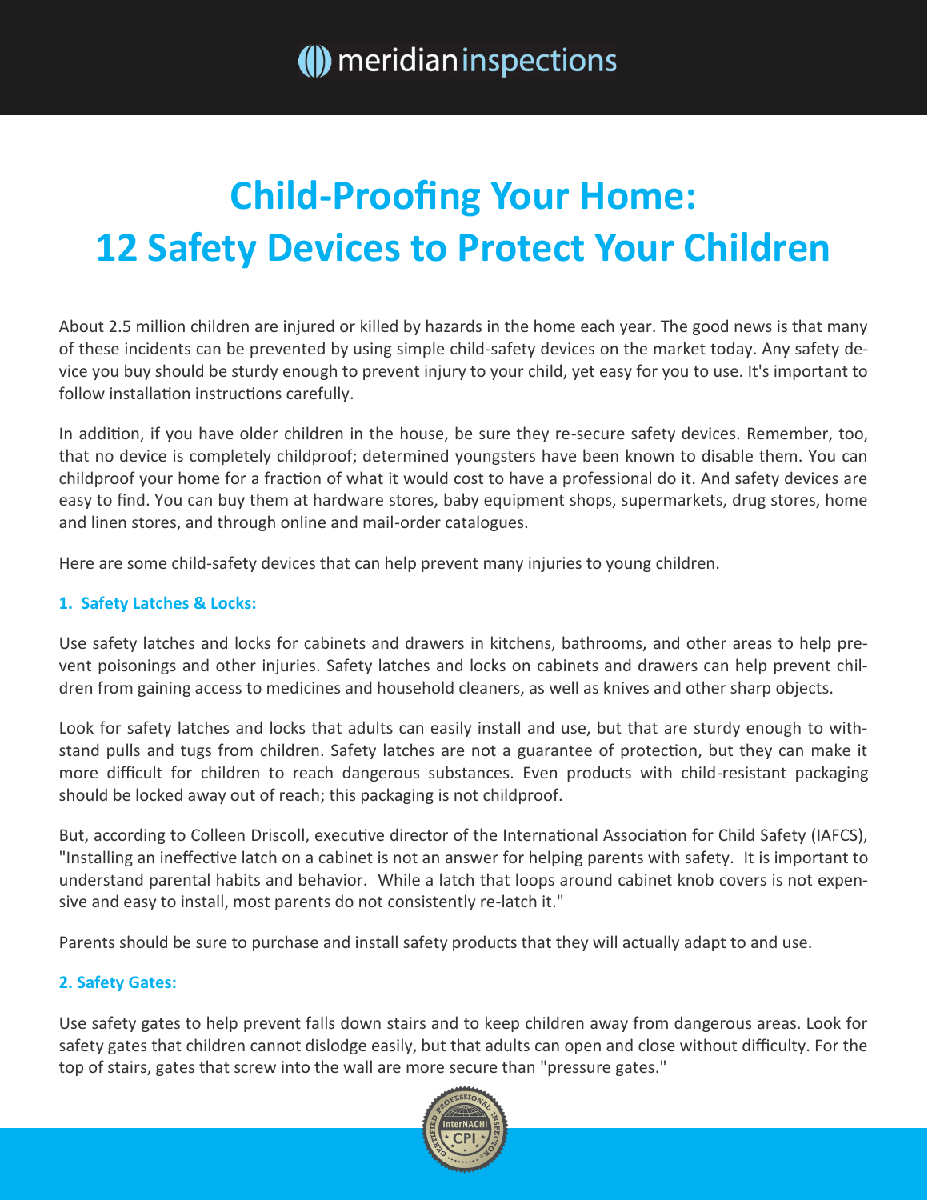# Child-Proofing Your Home: 12 Safety Devices to Protect Your Children

About 2.5 million children are injured or killed by hazards in the home each year. The good news is that many of these incidents can be prevented by using simple child-safety devices on the market today. Any safety device you buy should be sturdy enough to prevent injury to your child, yet easy for you to use. It's important to follow installation instructions carefully.

In addition, if you have older children in the house, be sure they re-secure safety devices. Remember, too, that no device is completely childproof; determined youngsters have been known to disable them. You can childproof your home for a fraction of what it would cost to have a professional do it. And safety devices are easy to find. You can buy them at hardware stores, baby equipment shops, supermarkets, drug stores, home and linen stores, and through online and mail-order catalogues.

Here are some child-safety devices that can help prevent many injuries to young children.

### 1. Safety Latches & Locks:

Use safety latches and locks for cabinets and drawers in kitchens, bathrooms, and other areas to help prevent poisonings and other injuries. Safety latches and locks on cabinets and drawers can help prevent children from gaining access to medicines and household cleaners, as well as knives and other sharp objects.

Look for safety latches and locks that adults can easily install and use, but that are sturdy enough to withstand pulls and tugs from children. Safety latches are not a guarantee of protection, but they can make it more difficult for children to reach dangerous substances. Even products with child-resistant packaging should be locked away out of reach; this packaging is not childproof.

But, according to Colleen Driscoll, executive director of the International Association for Child Safety (IAFCS), "Installing an ineffective latch on a cabinet is not an answer for helping parents with safety. It is important to understand parental habits and behavior. While a latch that loops around cabinet knob covers is not expensive and easy to install, most parents do not consistently re-latch it."

Parents should be sure to purchase and install safety products that they will actually adapt to and use.

### 2. Safety Gates:

Use safety gates to help prevent falls down stairs and to keep children away from dangerous areas. Look for safety gates that children cannot dislodge easily, but that adults can open and close without difficulty. For the top of stairs, gates that screw into the wall are more secure than "pressure gates."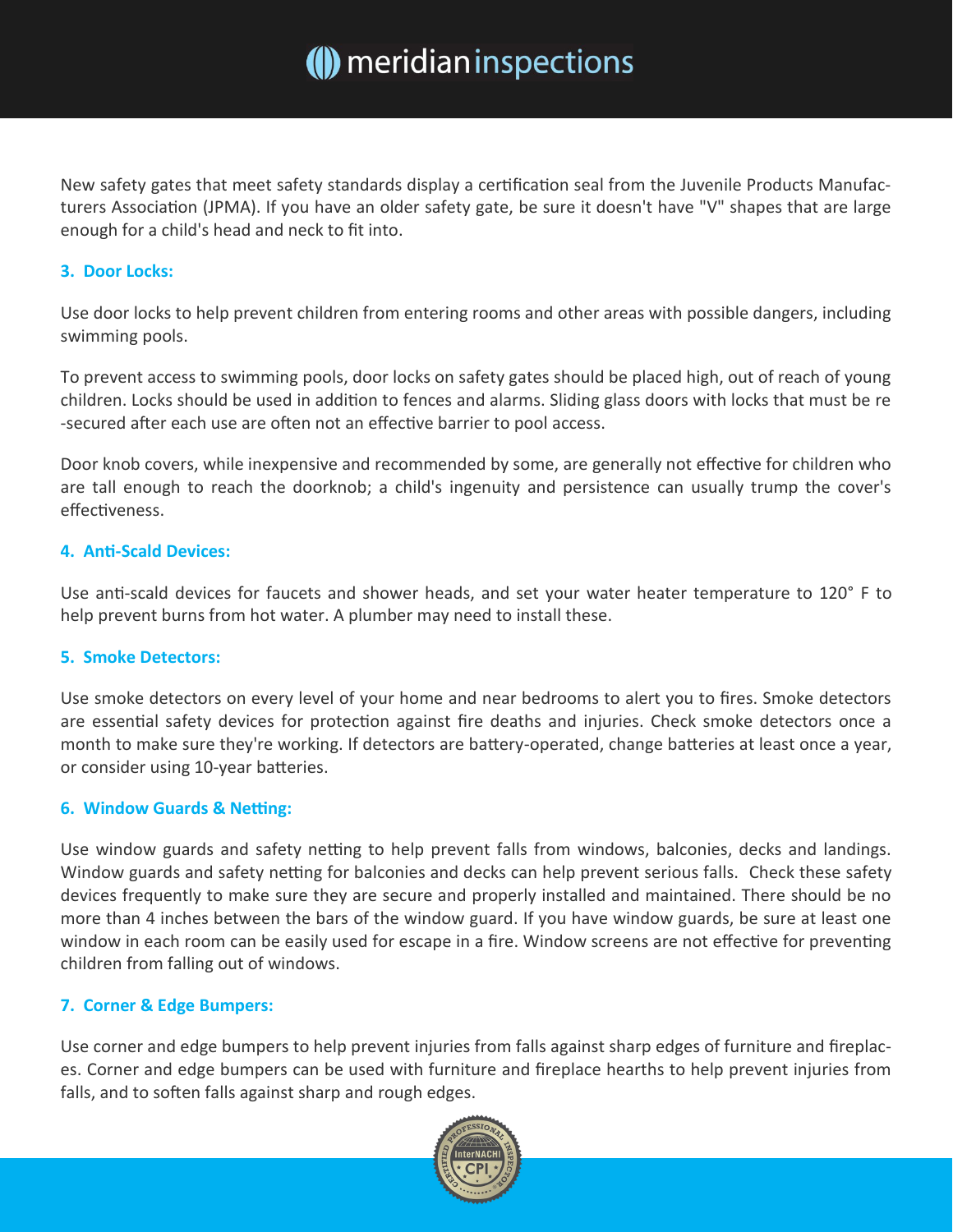New safety gates that meet safety standards display a certification seal from the Juvenile Products Manufacturers Association (JPMA). If you have an older safety gate, be sure it doesn't have "V" shapes that are large enough for a child's head and neck to fit into.

### 3. Door Locks:

Use door locks to help prevent children from entering rooms and other areas with possible dangers, including swimming pools.

To prevent access to swimming pools, door locks on safety gates should be placed high, out of reach of young children. Locks should be used in addition to fences and alarms. Sliding glass doors with locks that must be re-secured after each use are often not an effective barrier to pool access.

Door knob covers, while inexpensive and recommended by some, are generally not effective for children who are tall enough to reach the doorknob; a child's ingenuity and persistence can usually trump the cover's effectiveness.

### 4. Anti-Scald Devices:

Use anti-scald devices for faucets and shower heads, and set your water heater temperature to 120° F to help prevent burns from hot water. A plumber may need to install these.

### 5. Smoke Detectors:

Use smoke detectors on every level of your home and near bedrooms to alert you to fires. Smoke detectors are essential safety devices for protection against fire deaths and injuries. Check smoke detectors once a month to make sure they're working. If detectors are battery-operated, change batteries at least once a year, or consider using 10-year batteries.

### 6. Window Guards & Netting:

Use window guards and safety netting to help prevent falls from windows, balconies, decks and landings. Window guards and safety netting for balconies and decks can help prevent serious falls. Check these safety devices frequently to make sure they are secure and properly installed and maintained. There should be no more than 4 inches between the bars of the window guard. If you have window guards, be sure at least one window in each room can be easily used for escape in a fire. Window screens are not effective for preventing children from falling out of windows.

### 7. Corner & Edge Bumpers:

Use corner and edge bumpers to help prevent injuries from falls against sharp edges of furniture and fireplaces. Corner and edge bumpers can be used with furniture and fireplace hearths to help prevent injuries from falls, and to soften falls against sharp and rough edges.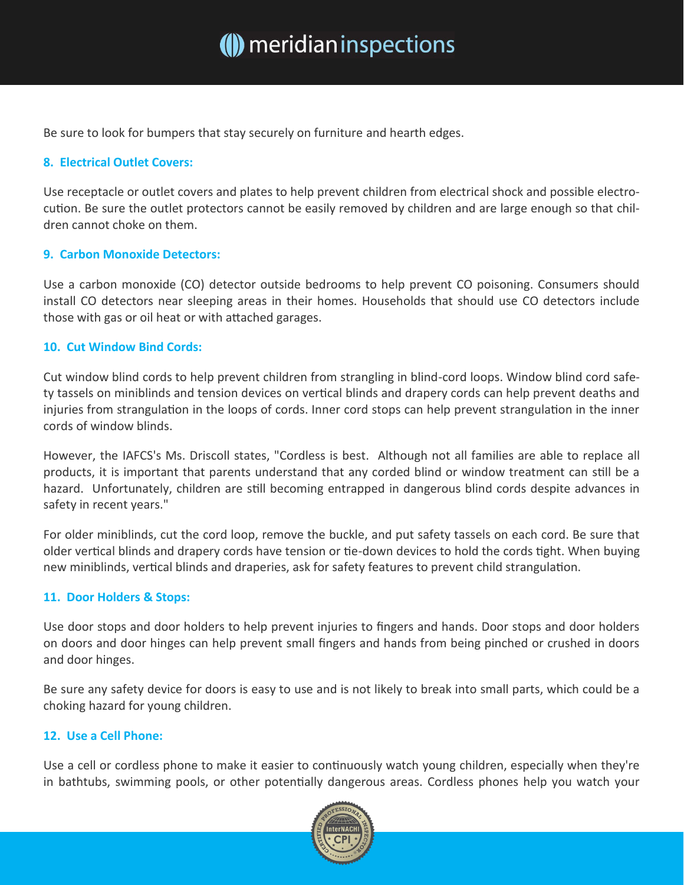Be sure to look for bumpers that stay securely on furniture and hearth edges.

### 8. Electrical Outlet Covers:

Use receptacle or outlet covers and plates to help prevent children from electrical shock and possible electrocution. Be sure the outlet protectors cannot be easily removed by children and are large enough so that children cannot choke on them.

### 9. Carbon Monoxide Detectors:

Use a carbon monoxide (CO) detector outside bedrooms to help prevent CO poisoning. Consumers should install CO detectors near sleeping areas in their homes. Households that should use CO detectors include those with gas or oil heat or with attached garages.

### 10. Cut Window Bind Cords:

Cut window blind cords to help prevent children from strangling in blind-cord loops. Window blind cord safety tassels on miniblinds and tension devices on vertical blinds and drapery cords can help prevent deaths and injuries from strangulation in the loops of cords. Inner cord stops can help prevent strangulation in the inner cords of window blinds.

However, the IAFCS's Ms. Driscoll states, "Cordless is best. Although not all families are able to replace all products, it is important that parents understand that any corded blind or window treatment can still be a hazard. Unfortunately, children are still becoming entrapped in dangerous blind cords despite advances in safety in recent years."

For older miniblinds, cut the cord loop, remove the buckle, and put safety tassels on each cord. Be sure that older vertical blinds and drapery cords have tension or tie-down devices to hold the cords tight. When buying new miniblinds, vertical blinds and draperies, ask for safety features to prevent child strangulation.

### 11. Door Holders & Stops:

Use door stops and door holders to help prevent injuries to fingers and hands. Door stops and door holders on doors and door hinges can help prevent small fingers and hands from being pinched or crushed in doors and door hinges.

Be sure any safety device for doors is easy to use and is not likely to break into small parts, which could be a choking hazard for young children.

### 12. Use a Cell Phone:

Use a cell or cordless phone to make it easier to continuously watch young children, especially when they're in bathtubs, swimming pools, or other potentially dangerous areas. Cordless phones help you watch your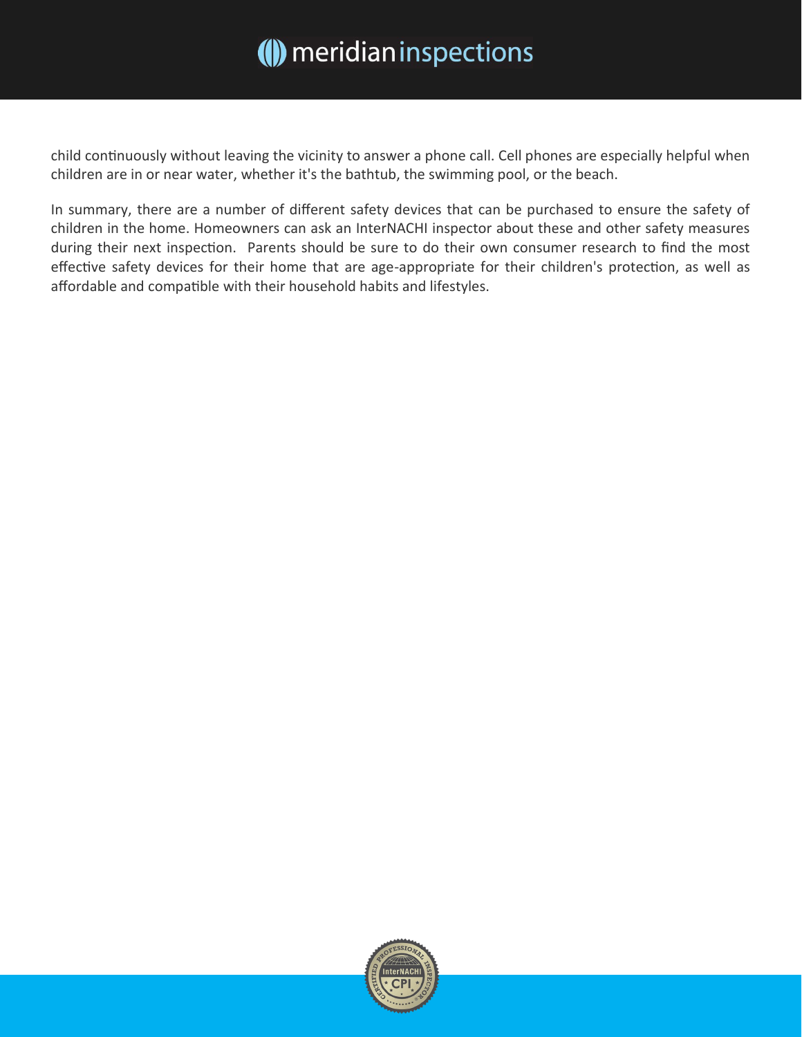child continuously without leaving the vicinity to answer a phone call. Cell phones are especially helpful when children are in or near water, whether it's the bathtub, the swimming pool, or the beach.

In summary, there are a number of different safety devices that can be purchased to ensure the safety of children in the home. Homeowners can ask an InterNACHI inspector about these and other safety measures during their next inspection. Parents should be sure to do their own consumer research to find the most effective safety devices for their home that are age-appropriate for their children's protection, as well as affordable and compatible with their household habits and lifestyles.